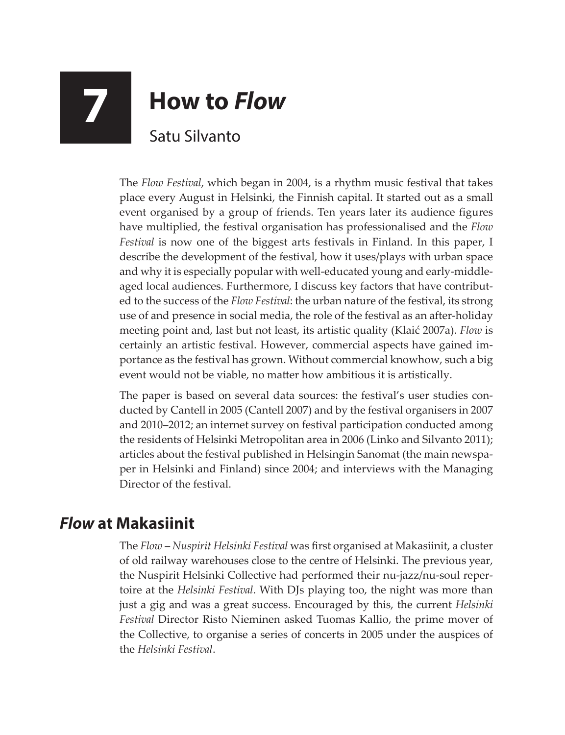# 7 How to *Flow*

Satu Silvanto

The *Flow Festival*, which began in 2004, is a rhythm music festival that takes place every August in Helsinki, the Finnish capital. It started out as a small event organised by a group of friends. Ten years later its audience figures have multiplied, the festival organisation has professionalised and the *Flow Festival* is now one of the biggest arts festivals in Finland. In this paper, I describe the development of the festival, how it uses/plays with urban space and why it is especially popular with well-educated young and early-middle-aged local audiences. Furthermore, I discuss key factors that have contributed to the success of the *Flow Festival*: the urban nature of the festival, its strong use of and presence in social media, the role of the festival as an after-holiday meeting point and, last but not least, its artistic quality (Klaić 2007a). *Flow* is certainly an artistic festival. However, commercial aspects have gained importance as the festival has grown. Without commercial knowhow, such a big event would not be viable, no matter how ambitious it is artistically.

The paper is based on several data sources: the festival's user studies conducted by Cantell in 2005 (Cantell 2007) and by the festival organisers in 2007 and 2010–2012; an internet survey on festival participation conducted among the residents of Helsinki Metropolitan area in 2006 (Linko and Silvanto 2011); articles about the festival published in Helsingin Sanomat (the main newspaper in Helsinki and Finland) since 2004; and interviews with the Managing Director of the festival.

## *Flow* at Makasiinit

The *Flow – Nuspirit Helsinki Festival* was first organised at Makasiinit, a cluster of old railway warehouses close to the centre of Helsinki. The previous year, the Nuspirit Helsinki Collective had performed their nu-jazz/nu-soul repertoire at the *Helsinki Festival*. With DJs playing too, the night was more than just a gig and was a great success. Encouraged by this, the current *Helsinki Festival* Director Risto Nieminen asked Tuomas Kallio, the prime mover of the Collective, to organise a series of concerts in 2005 under the auspices of the *Helsinki Festival*.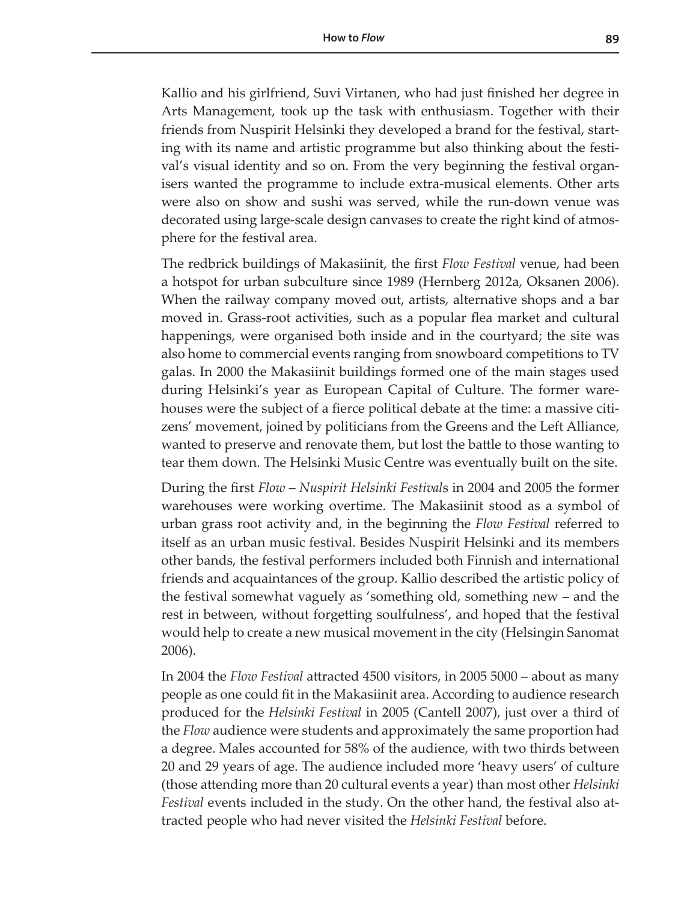Kallio and his girlfriend, Suvi Virtanen, who had just finished her degree in Arts Management, took up the task with enthusiasm. Together with their friends from Nuspirit Helsinki they developed a brand for the festival, starting with its name and artistic programme but also thinking about the festival's visual identity and so on. From the very beginning the festival organisers wanted the programme to include extra-musical elements. Other arts were also on show and sushi was served, while the run-down venue was decorated using large-scale design canvases to create the right kind of atmosphere for the festival area.

The redbrick buildings of Makasiinit, the first *Flow Festival* venue, had been a hotspot for urban subculture since 1989 (Hernberg 2012a, Oksanen 2006). When the railway company moved out, artists, alternative shops and a bar moved in. Grass-root activities, such as a popular flea market and cultural happenings, were organised both inside and in the courtyard; the site was also home to commercial events ranging from snowboard competitions to TV galas. In 2000 the Makasiinit buildings formed one of the main stages used during Helsinki's year as European Capital of Culture. The former warehouses were the subject of a fierce political debate at the time: a massive citizens' movement, joined by politicians from the Greens and the Left Alliance, wanted to preserve and renovate them, but lost the battle to those wanting to tear them down. The Helsinki Music Centre was eventually built on the site.

During the first *Flow – Nuspirit Helsinki Festival*s in 2004 and 2005 the former warehouses were working overtime. The Makasiinit stood as a symbol of urban grass root activity and, in the beginning the *Flow Festival* referred to itself as an urban music festival. Besides Nuspirit Helsinki and its members other bands, the festival performers included both Finnish and international friends and acquaintances of the group. Kallio described the artistic policy of the festival somewhat vaguely as 'something old, something new – and the rest in between, without forgetting soulfulness', and hoped that the festival would help to create a new musical movement in the city (Helsingin Sanomat 2006).

In 2004 the *Flow Festival* attracted 4500 visitors, in 2005 5000 – about as many people as one could fit in the Makasiinit area. According to audience research produced for the *Helsinki Festival* in 2005 (Cantell 2007), just over a third of the *Flow* audience were students and approximately the same proportion had a degree. Males accounted for 58% of the audience, with two thirds between 20 and 29 years of age. The audience included more 'heavy users' of culture (those attending more than 20 cultural events a year) than most other *Helsinki Festival* events included in the study. On the other hand, the festival also attracted people who had never visited the *Helsinki Festival* before.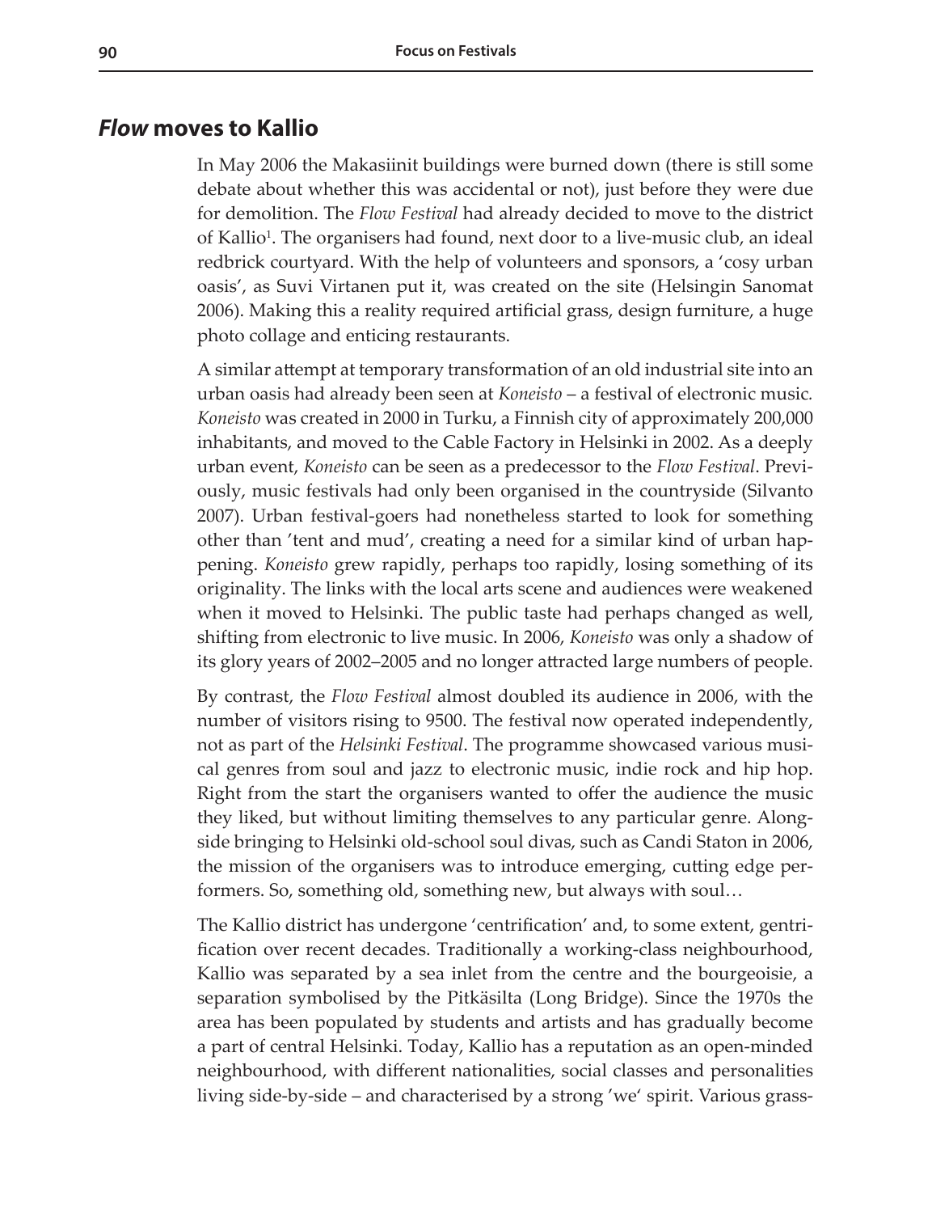## *Flow* moves to Kallio

In May 2006 the Makasiinit buildings were burned down (there is still some debate about whether this was accidental or not), just before they were due for demolition. The *Flow Festival* had already decided to move to the district of Kallio[1]. The organisers had found, next door to a live-music club, an ideal redbrick courtyard. With the help of volunteers and sponsors, a 'cosy urban oasis', as Suvi Virtanen put it, was created on the site (Helsingin Sanomat 2006). Making this a reality required artificial grass, design furniture, a huge photo collage and enticing restaurants.

A similar attempt at temporary transformation of an old industrial site into an urban oasis had already been seen at *Koneisto* – a festival of electronic music. *Koneisto* was created in 2000 in Turku, a Finnish city of approximately 200,000 inhabitants, and moved to the Cable Factory in Helsinki in 2002. As a deeply urban event, *Koneisto* can be seen as a predecessor to the *Flow Festival*. Previously, music festivals had only been organised in the countryside (Silvanto 2007). Urban festival-goers had nonetheless started to look for something other than 'tent and mud', creating a need for a similar kind of urban happening. *Koneisto* grew rapidly, perhaps too rapidly, losing something of its originality. The links with the local arts scene and audiences were weakened when it moved to Helsinki. The public taste had perhaps changed as well, shifting from electronic to live music. In 2006, *Koneisto* was only a shadow of its glory years of 2002–2005 and no longer attracted large numbers of people.

By contrast, the *Flow Festival* almost doubled its audience in 2006, with the number of visitors rising to 9500. The festival now operated independently, not as part of the *Helsinki Festival*. The programme showcased various musical genres from soul and jazz to electronic music, indie rock and hip hop. Right from the start the organisers wanted to offer the audience the music they liked, but without limiting themselves to any particular genre. Alongside bringing to Helsinki old-school soul divas, such as Candi Staton in 2006, the mission of the organisers was to introduce emerging, cutting edge performers. So, something old, something new, but always with soul…

The Kallio district has undergone 'centrification' and, to some extent, gentrification over recent decades. Traditionally a working-class neighbourhood, Kallio was separated by a sea inlet from the centre and the bourgeoisie, a separation symbolised by the Pitkäsilta (Long Bridge). Since the 1970s the area has been populated by students and artists and has gradually become a part of central Helsinki. Today, Kallio has a reputation as an open-minded neighbourhood, with different nationalities, social classes and personalities living side-by-side – and characterised by a strong 'we' spirit. Various grass-